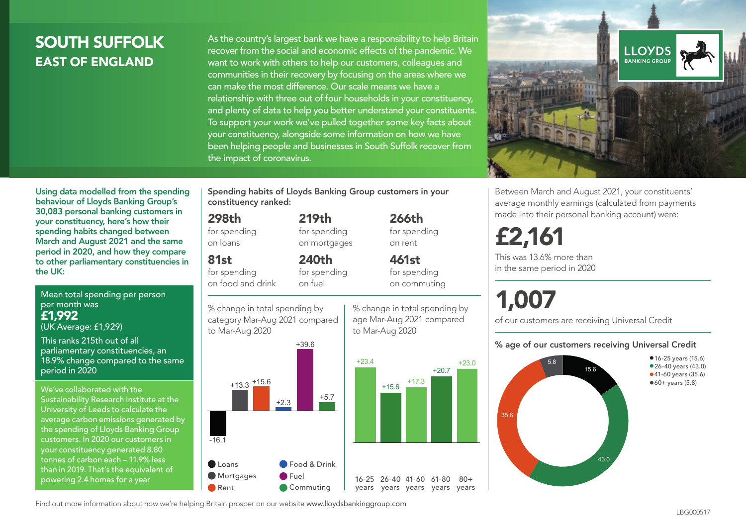# SOUTH SUFFOLK
## EAST OF ENGLAND

As the country's largest bank we have a responsibility to help Britain recover from the social and economic effects of the pandemic. We want to work with others to help our customers, colleagues and communities in their recovery by focusing on the areas where we can make the most difference. Our scale means we have a relationship with three out of four households in your constituency, and plenty of data to help you better understand your constituents. To support your work we've pulled together some key facts about your constituency, alongside some information on how we have been helping people and businesses in South Suffolk recover from the impact of coronavirus.

LLOYDS BANKING GROUP

**Using data modelled from the spending behaviour of Lloyds Banking Group's 30,083 personal banking customers in your constituency, here's how their spending habits changed between March and August 2021 and the same period in 2020, and how they compare to other parliamentary constituencies in the UK:**

Mean total spending per person per month was
**£1,992**
(UK Average: £1,929)

This ranks 215th out of all parliamentary constituencies, an 18.9% change compared to the same period in 2020

We've collaborated with the Sustainability Research Institute at the University of Leeds to calculate the average carbon emissions generated by the spending of Lloyds Banking Group customers. In 2020 our customers in your constituency generated 8.80 tonnes of carbon each – 11.9% less than in 2019. That's the equivalent of powering 2.4 homes for a year

**Spending habits of Lloyds Banking Group customers in your constituency ranked:**

| | | |
|---|---|---|
| **298th** for spending on loans | **219th** for spending on mortgages | **266th** for spending on rent |
| **81st** for spending on food and drink | **240th** for spending on fuel | **461st** for spending on commuting |

% change in total spending by category Mar-Aug 2021 compared to Mar-Aug 2020

| Category | % change |
|---|---|
| Loans | -16.1 |
| Mortgages | +13.3 |
| Rent | +15.6 |
| Food & Drink | +2.3 |
| Fuel | +39.6 |
| Commuting | +5.7 |

% change in total spending by age Mar-Aug 2021 compared to Mar-Aug 2020

| Age | % change |
|---|---|
| 16-25 years | +23.4 |
| 26-40 years | +15.6 |
| 41-60 years | +17.3 |
| 61-80 years | +20.7 |
| 80+ years | +23.0 |

Between March and August 2021, your constituents' average monthly earnings (calculated from payments made into their personal banking account) were:

**£2,161**

This was 13.6% more than in the same period in 2020

**1,007**

of our customers are receiving Universal Credit

**% age of our customers receiving Universal Credit**

| Age | % |
|---|---|
| 16-25 years | 15.6 |
| 26-40 years | 43.0 |
| 41-60 years | 35.6 |
| 60+ years | 5.8 |

Find out more information about how we're helping Britain prosper on our website www.lloydsbankinggroup.com

LBG000517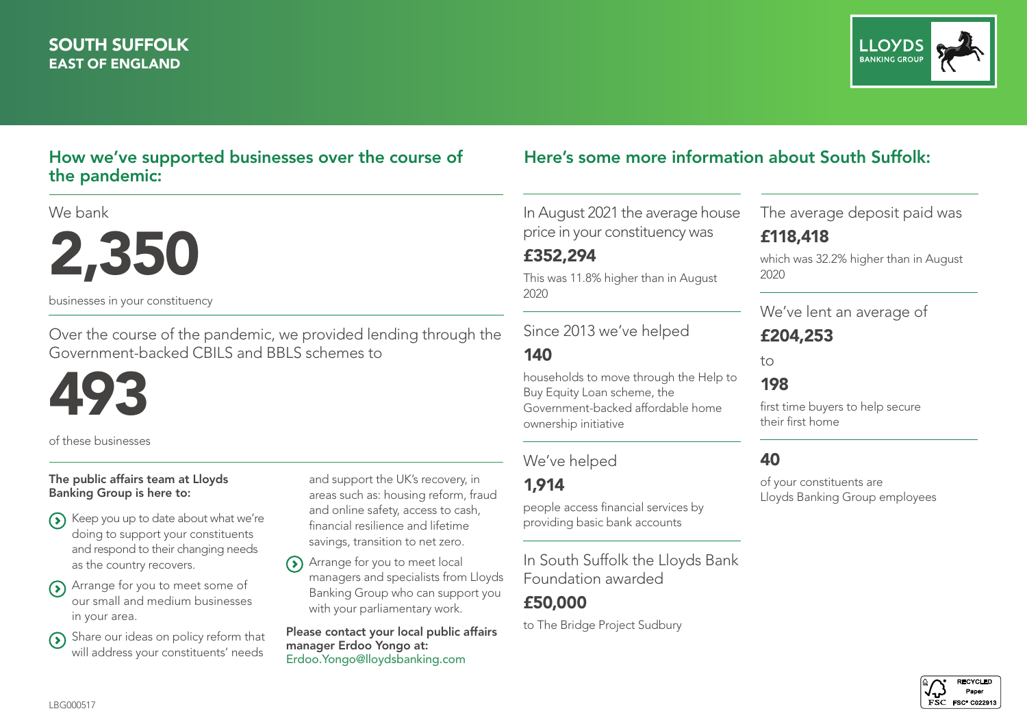# SOUTH SUFFOLK
## EAST OF ENGLAND

LLOYDS BANKING GROUP

## How we've supported businesses over the course of the pandemic:

We bank

**2,350**

businesses in your constituency

Over the course of the pandemic, we provided lending through the Government-backed CBILS and BBLS schemes to

**493**

of these businesses

**The public affairs team at Lloyds Banking Group is here to:**

- Keep you up to date about what we're doing to support your constituents and respond to their changing needs as the country recovers.
- Arrange for you to meet some of our small and medium businesses in your area.
- Share our ideas on policy reform that will address your constituents' needs and support the UK's recovery, in areas such as: housing reform, fraud and online safety, access to cash, financial resilience and lifetime savings, transition to net zero.
- Arrange for you to meet local managers and specialists from Lloyds Banking Group who can support you with your parliamentary work.

**Please contact your local public affairs manager Erdoo Yongo at:**
Erdoo.Yongo@lloydsbanking.com

## Here's some more information about South Suffolk:

In August 2021 the average house price in your constituency was

**£352,294**

This was 11.8% higher than in August 2020

Since 2013 we've helped

**140**

households to move through the Help to Buy Equity Loan scheme, the Government-backed affordable home ownership initiative

We've helped

**1,914**

people access financial services by providing basic bank accounts

In South Suffolk the Lloyds Bank Foundation awarded

**£50,000**

to The Bridge Project Sudbury

The average deposit paid was

**£118,418**

which was 32.2% higher than in August 2020

We've lent an average of

**£204,253**

to

**198**

first time buyers to help secure their first home

**40**

of your constituents are Lloyds Banking Group employees

LBG000517